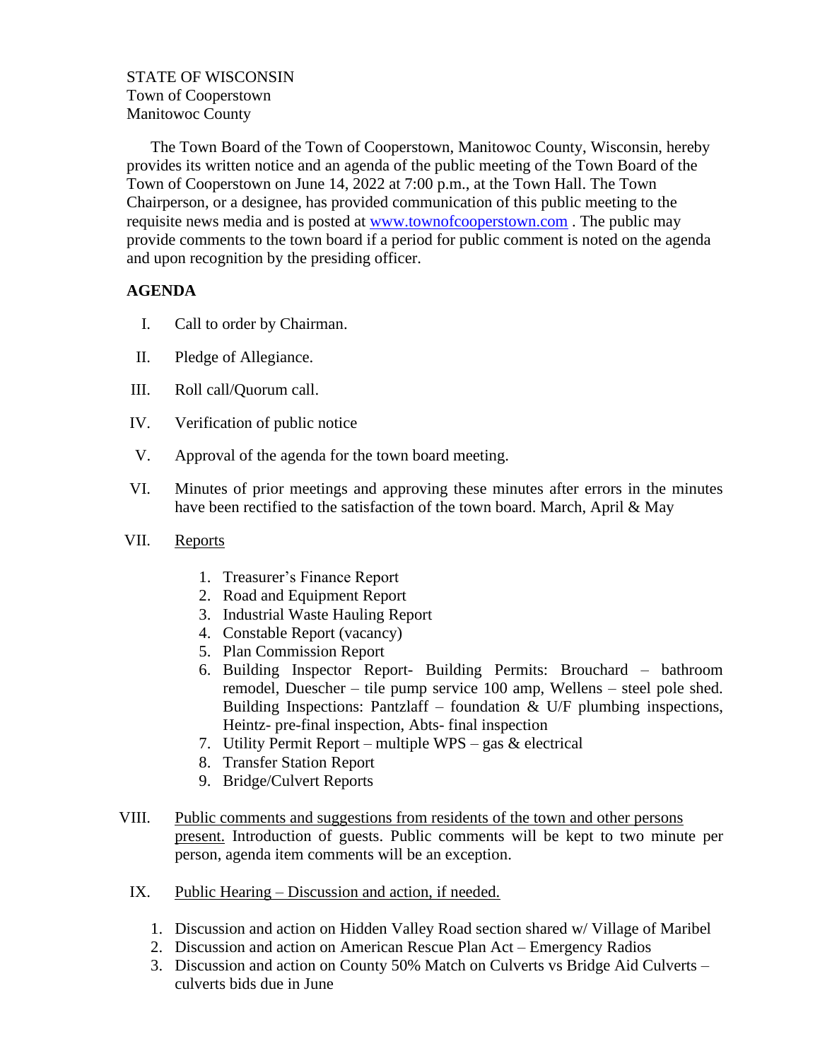STATE OF WISCONSIN
Town of Cooperstown
Manitowoc County

The Town Board of the Town of Cooperstown, Manitowoc County, Wisconsin, hereby provides its written notice and an agenda of the public meeting of the Town Board of the Town of Cooperstown on June 14, 2022 at 7:00 p.m., at the Town Hall. The Town Chairperson, or a designee, has provided communication of this public meeting to the requisite news media and is posted at [www.townofcooperstown.com](http://www.townofcooperstown.com) . The public may provide comments to the town board if a period for public comment is noted on the agenda and upon recognition by the presiding officer.

**AGENDA**

I. Call to order by Chairman.

II. Pledge of Allegiance.

III. Roll call/Quorum call.

IV. Verification of public notice

V. Approval of the agenda for the town board meeting.

VI. Minutes of prior meetings and approving these minutes after errors in the minutes have been rectified to the satisfaction of the town board. March, April & May

VII. Reports

1. Treasurer's Finance Report
2. Road and Equipment Report
3. Industrial Waste Hauling Report
4. Constable Report (vacancy)
5. Plan Commission Report
6. Building Inspector Report- Building Permits: Brouchard – bathroom remodel, Duescher – tile pump service 100 amp, Wellens – steel pole shed. Building Inspections: Pantzlaff – foundation & U/F plumbing inspections, Heintz- pre-final inspection, Abts- final inspection
7. Utility Permit Report – multiple WPS – gas & electrical
8. Transfer Station Report
9. Bridge/Culvert Reports

VIII. Public comments and suggestions from residents of the town and other persons present. Introduction of guests. Public comments will be kept to two minute per person, agenda item comments will be an exception.

IX. Public Hearing – Discussion and action, if needed.

1. Discussion and action on Hidden Valley Road section shared w/ Village of Maribel
2. Discussion and action on American Rescue Plan Act – Emergency Radios
3. Discussion and action on County 50% Match on Culverts vs Bridge Aid Culverts – culverts bids due in June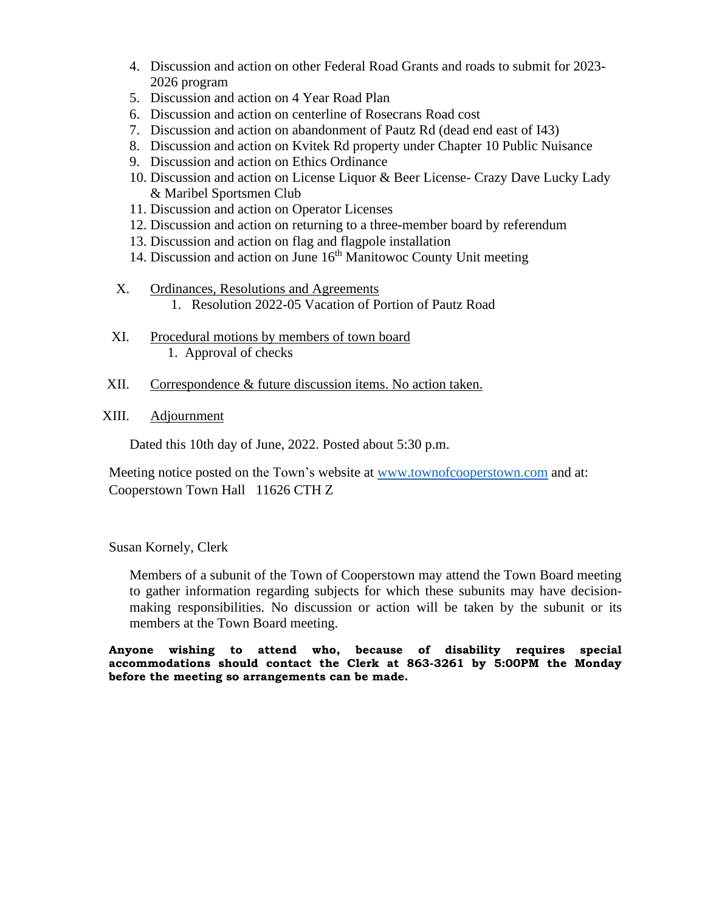4. Discussion and action on other Federal Road Grants and roads to submit for 2023-2026 program
5. Discussion and action on 4 Year Road Plan
6. Discussion and action on centerline of Rosecrans Road cost
7. Discussion and action on abandonment of Pautz Rd (dead end east of I43)
8. Discussion and action on Kvitek Rd property under Chapter 10 Public Nuisance
9. Discussion and action on Ethics Ordinance
10. Discussion and action on License Liquor & Beer License- Crazy Dave Lucky Lady & Maribel Sportsmen Club
11. Discussion and action on Operator Licenses
12. Discussion and action on returning to a three-member board by referendum
13. Discussion and action on flag and flagpole installation
14. Discussion and action on June 16th Manitowoc County Unit meeting

X. Ordinances, Resolutions and Agreements

1. Resolution 2022-05 Vacation of Portion of Pautz Road

XI. Procedural motions by members of town board

1. Approval of checks

XII. Correspondence & future discussion items. No action taken.

XIII. Adjournment

Dated this 10th day of June, 2022. Posted about 5:30 p.m.

Meeting notice posted on the Town's website at www.townofcooperstown.com and at: Cooperstown Town Hall 11626 CTH Z

Susan Kornely, Clerk

Members of a subunit of the Town of Cooperstown may attend the Town Board meeting to gather information regarding subjects for which these subunits may have decision-making responsibilities. No discussion or action will be taken by the subunit or its members at the Town Board meeting.

**Anyone wishing to attend who, because of disability requires special accommodations should contact the Clerk at 863-3261 by 5:00PM the Monday before the meeting so arrangements can be made.**